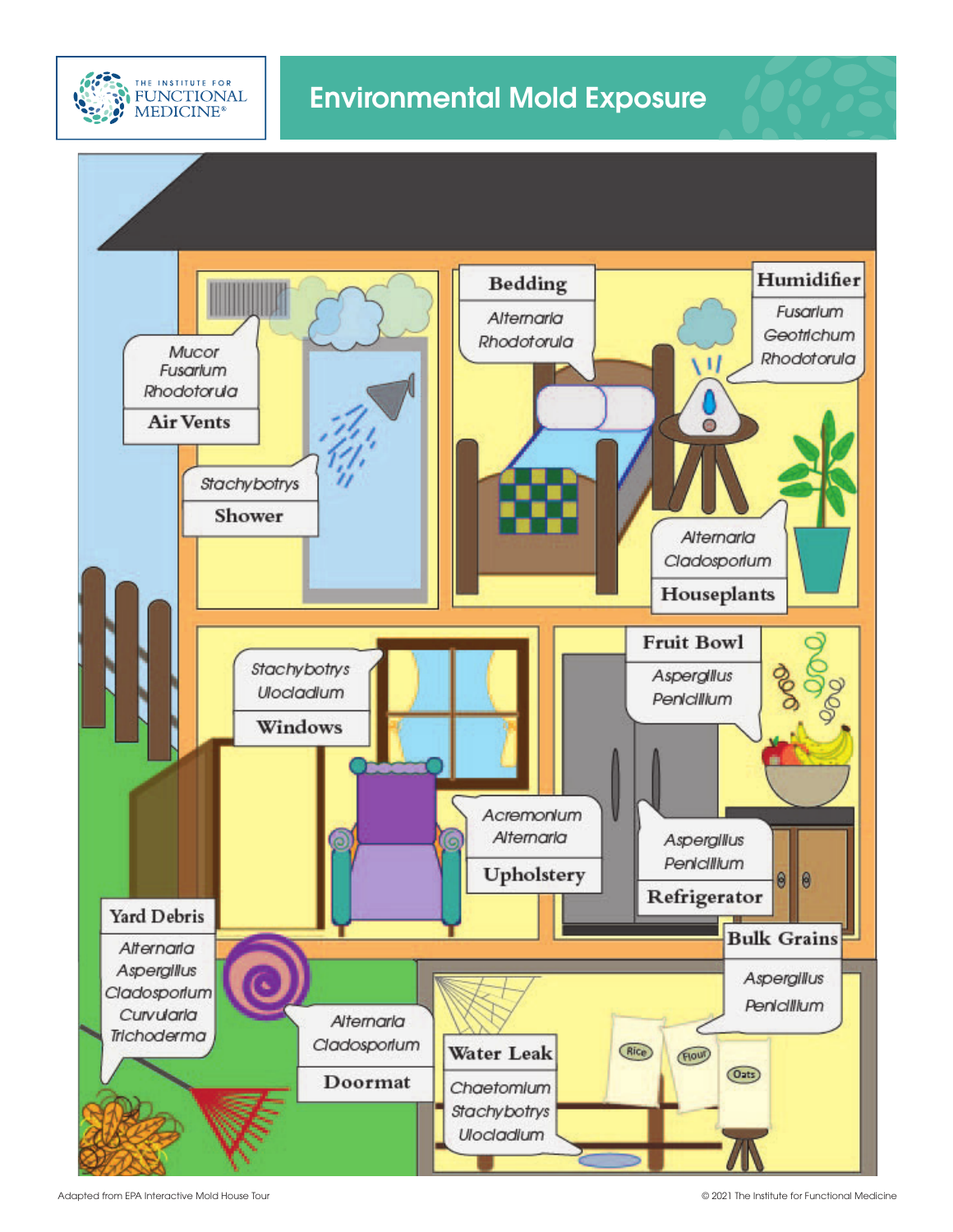# Environmental Mold Exposure

**Air Vents**
- Mucor
- Fusarium
- Rhodotorula

**Shower**
- Stachybotrys

**Bedding**
- Alternaria
- Rhodotorula

**Humidifier**
- Fusarium
- Geotrichum
- Rhodotorula

**Houseplants**
- Alternaria
- Cladosporium

**Windows**
- Stachybotrys
- Ulocladium

**Fruit Bowl**
- Aspergillus
- Penicillium

**Upholstery**
- Acremonium
- Alternaria

**Refrigerator**
- Aspergillus
- Penicillium

**Yard Debris**
- Alternaria
- Aspergillus
- Cladosporium
- Curvularia
- Trichoderma

**Doormat**
- Alternaria
- Cladosporium

**Water Leak**
- Chaetomium
- Stachybotrys
- Ulocladium

**Bulk Grains**
- Aspergillus
- Penicillium

Rice · Flour · Oats

Adapted from EPA Interactive Mold House Tour

© 2021 The Institute for Functional Medicine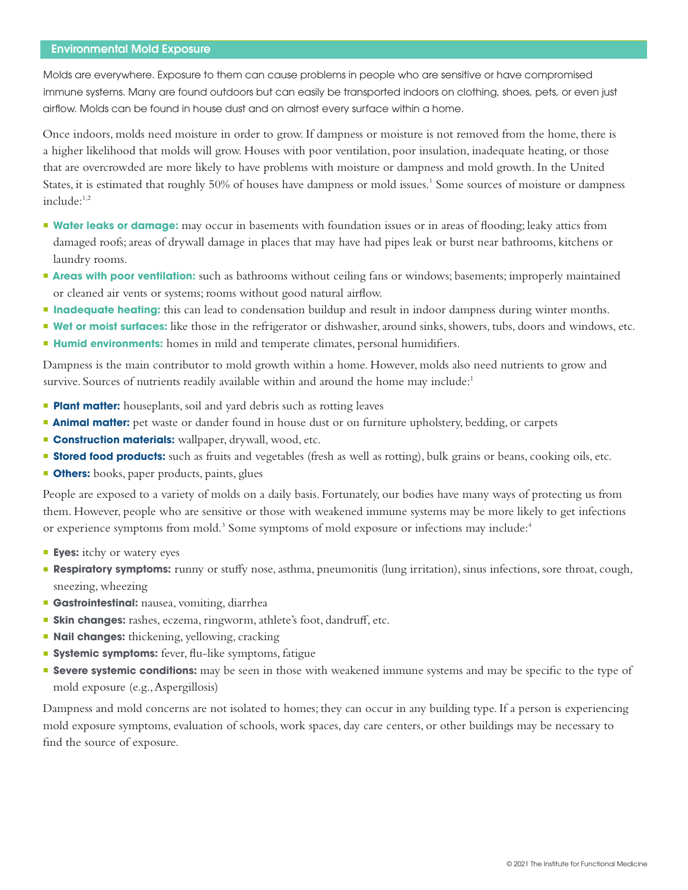## Environmental Mold Exposure

Molds are everywhere. Exposure to them can cause problems in people who are sensitive or have compromised immune systems. Many are found outdoors but can easily be transported indoors on clothing, shoes, pets, or even just airflow. Molds can be found in house dust and on almost every surface within a home.

Once indoors, molds need moisture in order to grow. If dampness or moisture is not removed from the home, there is a higher likelihood that molds will grow. Houses with poor ventilation, poor insulation, inadequate heating, or those that are overcrowded are more likely to have problems with moisture or dampness and mold growth. In the United States, it is estimated that roughly 50% of houses have dampness or mold issues.[1] Some sources of moisture or dampness include:[1,2]

- **Water leaks or damage:** may occur in basements with foundation issues or in areas of flooding; leaky attics from damaged roofs; areas of drywall damage in places that may have had pipes leak or burst near bathrooms, kitchens or laundry rooms.
- **Areas with poor ventilation:** such as bathrooms without ceiling fans or windows; basements; improperly maintained or cleaned air vents or systems; rooms without good natural airflow.
- **Inadequate heating:** this can lead to condensation buildup and result in indoor dampness during winter months.
- **Wet or moist surfaces:** like those in the refrigerator or dishwasher, around sinks, showers, tubs, doors and windows, etc.
- **Humid environments:** homes in mild and temperate climates, personal humidifiers.

Dampness is the main contributor to mold growth within a home. However, molds also need nutrients to grow and survive. Sources of nutrients readily available within and around the home may include:[1]

- **Plant matter:** houseplants, soil and yard debris such as rotting leaves
- **Animal matter:** pet waste or dander found in house dust or on furniture upholstery, bedding, or carpets
- **Construction materials:** wallpaper, drywall, wood, etc.
- **Stored food products:** such as fruits and vegetables (fresh as well as rotting), bulk grains or beans, cooking oils, etc.
- **Others:** books, paper products, paints, glues

People are exposed to a variety of molds on a daily basis. Fortunately, our bodies have many ways of protecting us from them. However, people who are sensitive or those with weakened immune systems may be more likely to get infections or experience symptoms from mold.[3] Some symptoms of mold exposure or infections may include:[4]

- **Eyes:** itchy or watery eyes
- **Respiratory symptoms:** runny or stuffy nose, asthma, pneumonitis (lung irritation), sinus infections, sore throat, cough, sneezing, wheezing
- **Gastrointestinal:** nausea, vomiting, diarrhea
- **Skin changes:** rashes, eczema, ringworm, athlete's foot, dandruff, etc.
- **Nail changes:** thickening, yellowing, cracking
- **Systemic symptoms:** fever, flu-like symptoms, fatigue
- **Severe systemic conditions:** may be seen in those with weakened immune systems and may be specific to the type of mold exposure (e.g., Aspergillosis)

Dampness and mold concerns are not isolated to homes; they can occur in any building type. If a person is experiencing mold exposure symptoms, evaluation of schools, work spaces, day care centers, or other buildings may be necessary to find the source of exposure.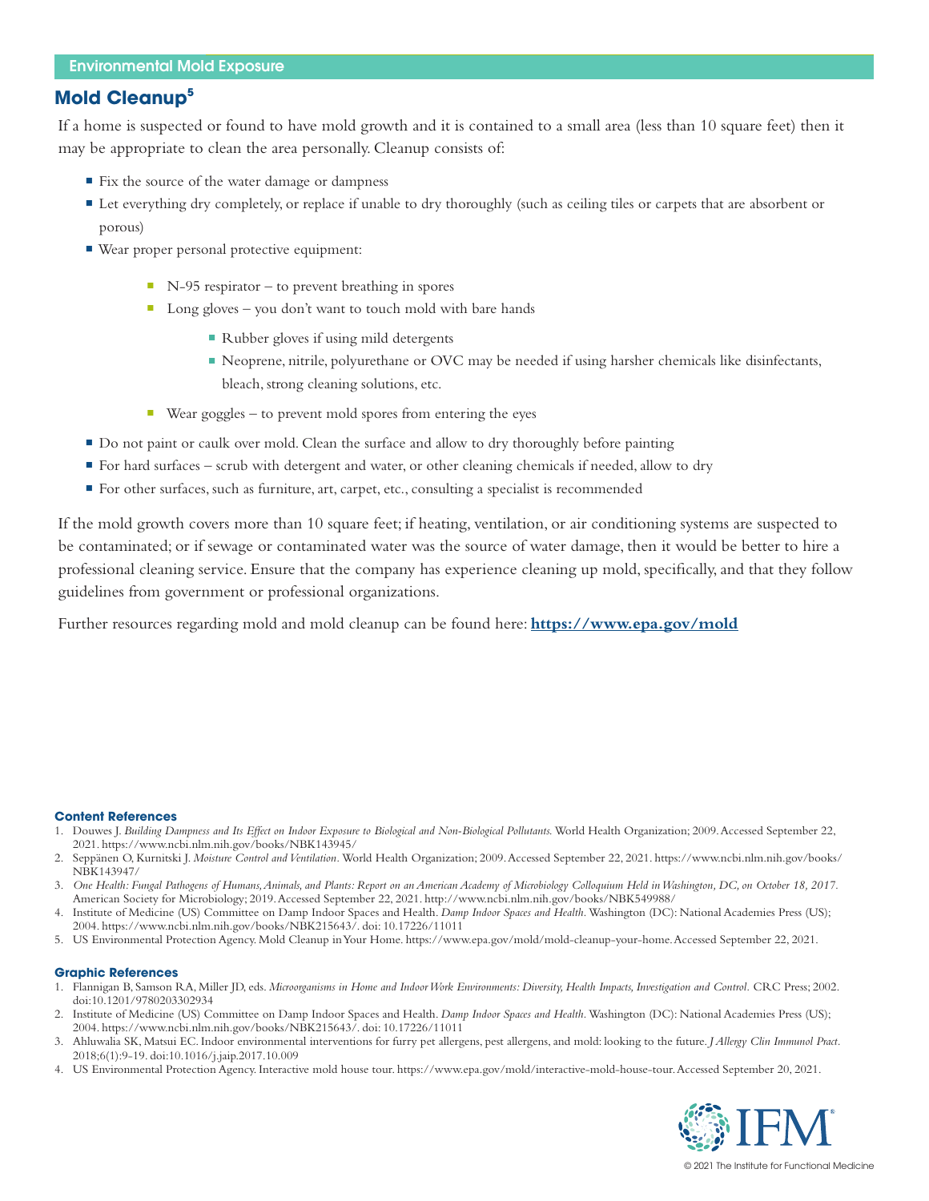Environmental Mold Exposure

## Mold Cleanup[5]

If a home is suspected or found to have mold growth and it is contained to a small area (less than 10 square feet) then it may be appropriate to clean the area personally. Cleanup consists of:

- Fix the source of the water damage or dampness
- Let everything dry completely, or replace if unable to dry thoroughly (such as ceiling tiles or carpets that are absorbent or porous)
- Wear proper personal protective equipment:
  - N-95 respirator – to prevent breathing in spores
  - Long gloves – you don't want to touch mold with bare hands
    - Rubber gloves if using mild detergents
    - Neoprene, nitrile, polyurethane or OVC may be needed if using harsher chemicals like disinfectants, bleach, strong cleaning solutions, etc.
  - Wear goggles – to prevent mold spores from entering the eyes
- Do not paint or caulk over mold. Clean the surface and allow to dry thoroughly before painting
- For hard surfaces – scrub with detergent and water, or other cleaning chemicals if needed, allow to dry
- For other surfaces, such as furniture, art, carpet, etc., consulting a specialist is recommended

If the mold growth covers more than 10 square feet; if heating, ventilation, or air conditioning systems are suspected to be contaminated; or if sewage or contaminated water was the source of water damage, then it would be better to hire a professional cleaning service. Ensure that the company has experience cleaning up mold, specifically, and that they follow guidelines from government or professional organizations.

Further resources regarding mold and mold cleanup can be found here: **https://www.epa.gov/mold**

#### Content References

1. Douwes J. *Building Dampness and Its Effect on Indoor Exposure to Biological and Non-Biological Pollutants.* World Health Organization; 2009. Accessed September 22, 2021. https://www.ncbi.nlm.nih.gov/books/NBK143945/
2. Seppänen O, Kurnitski J. *Moisture Control and Ventilation*. World Health Organization; 2009. Accessed September 22, 2021. https://www.ncbi.nlm.nih.gov/books/NBK143947/
3. *One Health: Fungal Pathogens of Humans, Animals, and Plants: Report on an American Academy of Microbiology Colloquium Held in Washington, DC, on October 18, 2017*. American Society for Microbiology; 2019. Accessed September 22, 2021. http://www.ncbi.nlm.nih.gov/books/NBK549988/
4. Institute of Medicine (US) Committee on Damp Indoor Spaces and Health. *Damp Indoor Spaces and Health*. Washington (DC): National Academies Press (US); 2004. https://www.ncbi.nlm.nih.gov/books/NBK215643/. doi: 10.17226/11011
5. US Environmental Protection Agency. Mold Cleanup in Your Home. https://www.epa.gov/mold/mold-cleanup-your-home. Accessed September 22, 2021.

#### Graphic References

1. Flannigan B, Samson RA, Miller JD, eds. *Microorganisms in Home and Indoor Work Environments: Diversity, Health Impacts, Investigation and Control.* CRC Press; 2002. doi:10.1201/9780203302934
2. Institute of Medicine (US) Committee on Damp Indoor Spaces and Health. *Damp Indoor Spaces and Health*. Washington (DC): National Academies Press (US); 2004. https://www.ncbi.nlm.nih.gov/books/NBK215643/. doi: 10.17226/11011
3. Ahluwalia SK, Matsui EC. Indoor environmental interventions for furry pet allergens, pest allergens, and mold: looking to the future. *J Allergy Clin Immunol Pract*. 2018;6(1):9-19. doi:10.1016/j.jaip.2017.10.009
4. US Environmental Protection Agency. Interactive mold house tour. https://www.epa.gov/mold/interactive-mold-house-tour. Accessed September 20, 2021.

IFM®

© 2021 The Institute for Functional Medicine